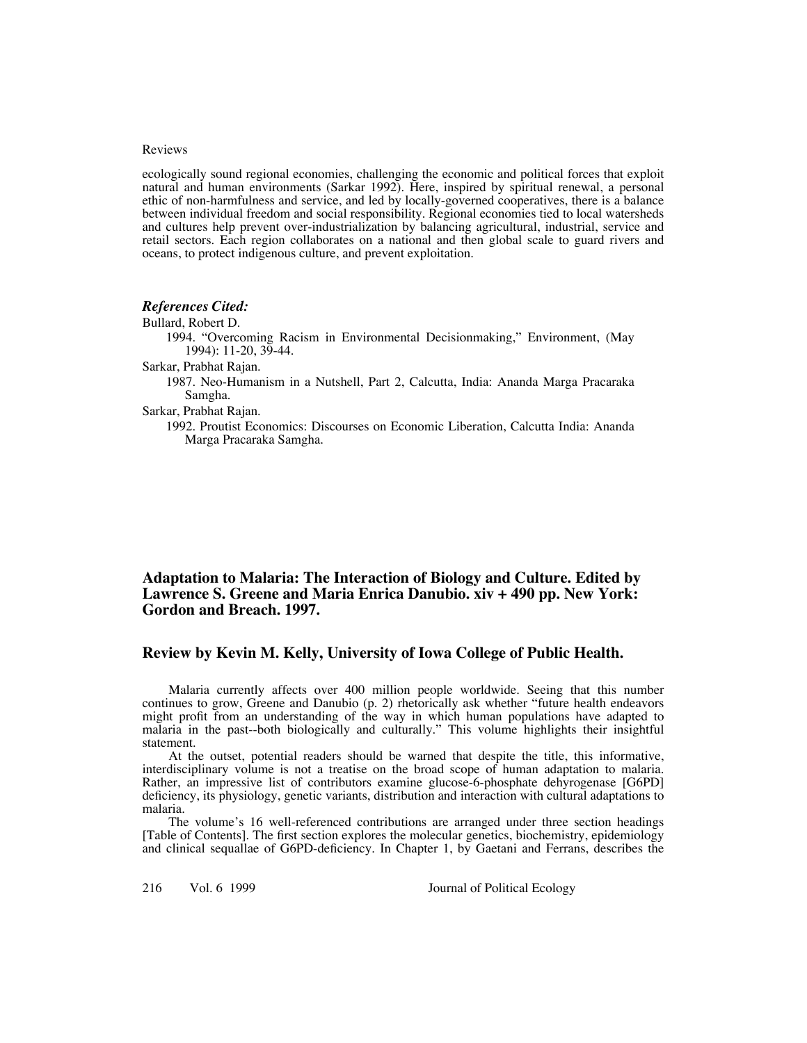ecologically sound regional economies, challenging the economic and political forces that exploit natural and human environments (Sarkar 1992). Here, inspired by spiritual renewal, a personal ethic of non-harmfulness and service, and led by locally-governed cooperatives, there is a balance between individual freedom and social responsibility. Regional economies tied to local watersheds and cultures help prevent over-industrialization by balancing agricultural, industrial, service and retail sectors. Each region collaborates on a national and then global scale to guard rivers and oceans, to protect indigenous culture, and prevent exploitation.

### *References Cited:*

Bullard, Robert D.

1994. "Overcoming Racism in Environmental Decisionmaking," Environment, (May 1994): 11-20, 39-44.

Sarkar, Prabhat Rajan.

1987. Neo-Humanism in a Nutshell, Part 2, Calcutta, India: Ananda Marga Pracaraka Samgha.

Sarkar, Prabhat Rajan.

1992. Proutist Economics: Discourses on Economic Liberation, Calcutta India: Ananda Marga Pracaraka Samgha.

## Adaptation to Malaria: The Interaction of Biology and Culture. Edited by Lawrence S. Greene and Maria Enrica Danubio. xiv + 490 pp. New York: Gordon and Breach. 1997.

## Review by Kevin M. Kelly, University of Iowa College of Public Health.

Malaria currently affects over 400 million people worldwide. Seeing that this number continues to grow, Greene and Danubio (p. 2) rhetorically ask whether "future health endeavors might profit from an understanding of the way in which human populations have adapted to malaria in the past--both biologically and culturally." This volume highlights their insightful statement.

At the outset, potential readers should be warned that despite the title, this informative, interdisciplinary volume is not a treatise on the broad scope of human adaptation to malaria. Rather, an impressive list of contributors examine glucose-6-phosphate dehyrogenase [G6PD] deficiency, its physiology, genetic variants, distribution and interaction with cultural adaptations to malaria.

The volume's 16 well-referenced contributions are arranged under three section headings [Table of Contents]. The first section explores the molecular genetics, biochemistry, epidemiology and clinical sequallae of G6PD-deficiency. In Chapter 1, by Gaetani and Ferrans, describes the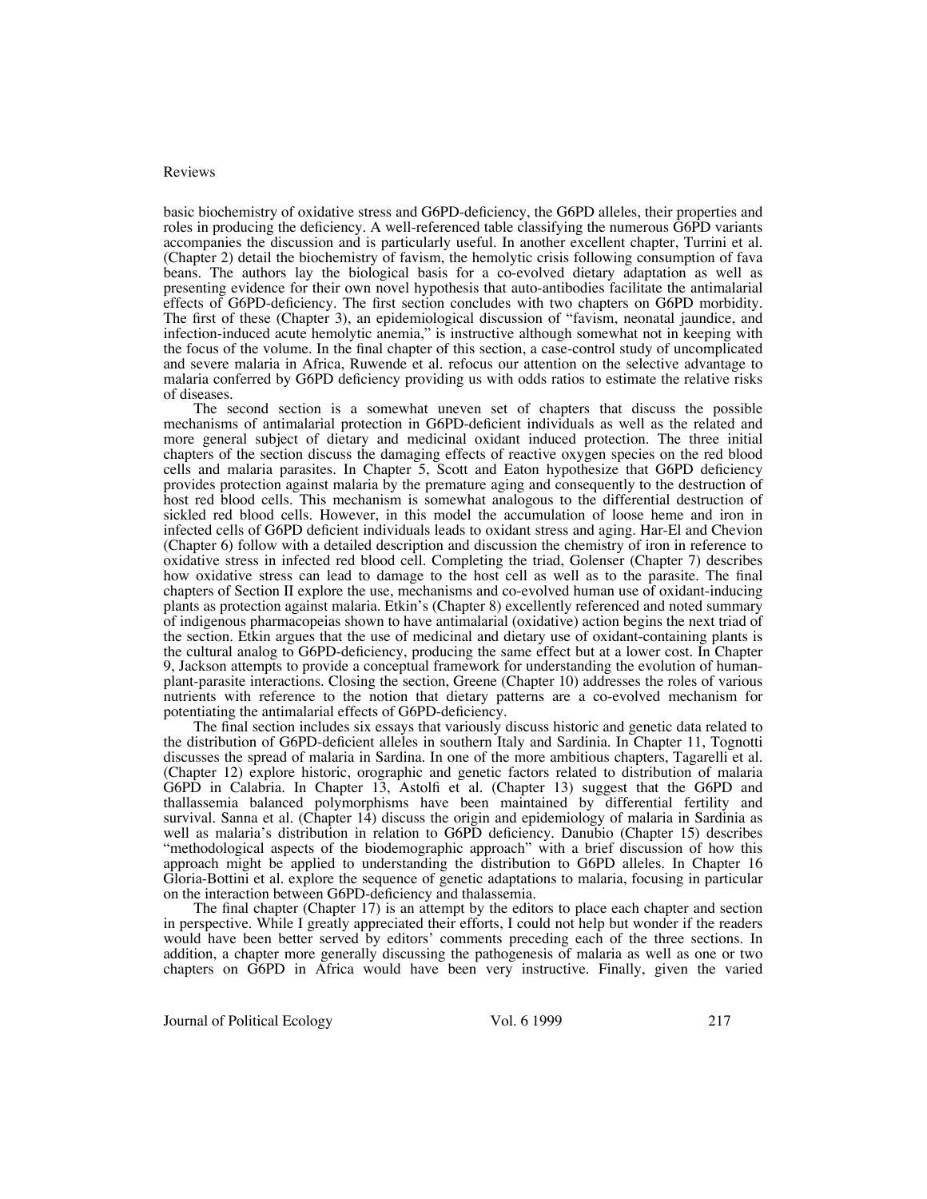basic biochemistry of oxidative stress and G6PD-deficiency, the G6PD alleles, their properties and roles in producing the deficiency. A well-referenced table classifying the numerous G6PD variants accompanies the discussion and is particularly useful. In another excellent chapter, Turrini et al. (Chapter 2) detail the biochemistry of favism, the hemolytic crisis following consumption of fava beans. The authors lay the biological basis for a co-evolved dietary adaptation as well as presenting evidence for their own novel hypothesis that auto-antibodies facilitate the antimalarial effects of G6PD-deficiency. The first section concludes with two chapters on G6PD morbidity. The first of these (Chapter 3), an epidemiological discussion of "favism, neonatal jaundice, and infection-induced acute hemolytic anemia," is instructive although somewhat not in keeping with the focus of the volume. In the final chapter of this section, a case-control study of uncomplicated and severe malaria in Africa, Ruwende et al. refocus our attention on the selective advantage to malaria conferred by G6PD deficiency providing us with odds ratios to estimate the relative risks of diseases.

The second section is a somewhat uneven set of chapters that discuss the possible mechanisms of antimalarial protection in G6PD-deficient individuals as well as the related and more general subject of dietary and medicinal oxidant induced protection. The three initial chapters of the section discuss the damaging effects of reactive oxygen species on the red blood cells and malaria parasites. In Chapter 5, Scott and Eaton hypothesize that G6PD deficiency provides protection against malaria by the premature aging and consequently to the destruction of host red blood cells. This mechanism is somewhat analogous to the differential destruction of sickled red blood cells. However, in this model the accumulation of loose heme and iron in infected cells of G6PD deficient individuals leads to oxidant stress and aging. Har-El and Chevion (Chapter 6) follow with a detailed description and discussion the chemistry of iron in reference to oxidative stress in infected red blood cells. Completing the triad, Golenser (Chapter 7) describes how oxidative stress can lead to damage to the host cell as well as to the parasite. The final chapters of Section II explore the use, mechanisms and co-evolved human use of oxidant-inducing plants as protection against malaria. Etkin's (Chapter 8) excellently referenced and noted summary of indigenous pharmacopeias shown to have antimalarial (oxidative) action begins the next triad of the section. Etkin argues that the use of medicinal and dietary use of oxidant-containing plants is the cultural analog to G6PD-deficiency, producing the same effect but at a lower cost. In Chapter 9, Jackson attempts to provide a conceptual framework for understanding the evolution of human-plant-parasite interactions. Closing the section, Greene (Chapter 10) addresses the roles of various nutrients with reference to the notion that dietary patterns are a co-evolved mechanism for potentiating the antimalarial effects of G6PD-deficiency.

The final section includes six essays that variously discuss historic and genetic data related to the distribution of G6PD-deficient alleles in southern Italy and Sardinia. In Chapter 11, Tognotti discusses the spread of malaria in Sardinia. In one of the more ambitious chapters, Tagarelli et al. (Chapter 12) explore historic, orographic and genetic factors related to distribution of malaria G6PD in Calabria. In Chapter 13, Astolfi et al. (Chapter 13) suggest that the G6PD and thallassemia balanced polymorphisms have been maintained by differential fertility and survival. Sanna et al. (Chapter 14) discuss the origin and epidemiology of malaria in Sardinia as well as malaria's distribution in relation to G6PD deficiency. Danubio (Chapter 15) describes "methodological aspects of the biodemographic approach" with a brief discussion of how this approach might be applied to understanding the distribution to G6PD alleles. In Chapter 16 Gloria-Bottini et al. explore the sequence of genetic adaptations to malaria, focusing in particular on the interaction between G6PD-deficiency and thalassemia.

The final chapter (Chapter 17) is an attempt by the editors to place each chapter and section in perspective. While I greatly appreciated their efforts, I could not help but wonder if the readers would have been better served by editors' comments preceding each of the three sections. In addition, a chapter more generally discussing the pathogenesis of malaria as well as one or two chapters on G6PD in Africa would have been very instructive. Finally, given the varied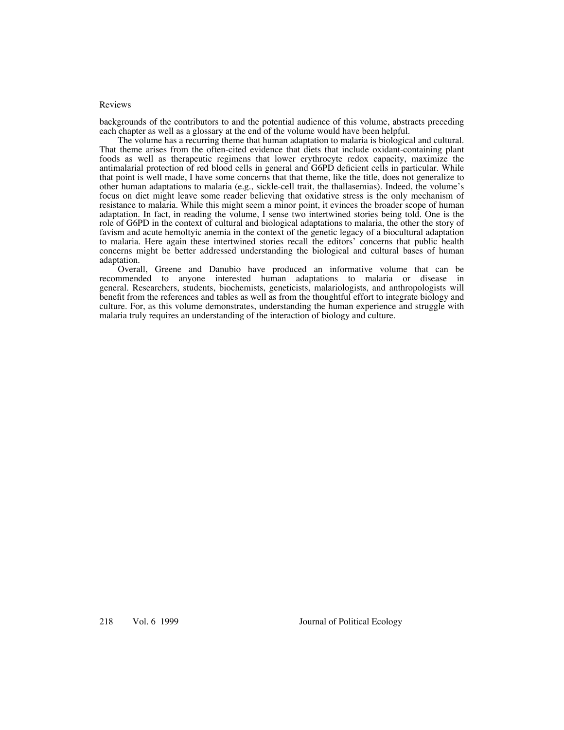backgrounds of the contributors to and the potential audience of this volume, abstracts preceding each chapter as well as a glossary at the end of the volume would have been helpful.

The volume has a recurring theme that human adaptation to malaria is biological and cultural. That theme arises from the often-cited evidence that diets that include oxidant-containing plant foods as well as therapeutic regimens that lower erythrocyte redox capacity, maximize the antimalarial protection of red blood cells in general and G6PD deficient cells in particular. While that point is well made, I have some concerns that that theme, like the title, does not generalize to other human adaptations to malaria (e.g., sickle-cell trait, the thallasemias). Indeed, the volume's focus on diet might leave some reader believing that oxidative stress is the only mechanism of resistance to malaria. While this might seem a minor point, it evinces the broader scope of human adaptation. In fact, in reading the volume, I sense two intertwined stories being told. One is the role of G6PD in the context of cultural and biological adaptations to malaria, the other the story of favism and acute hemoltyic anemia in the context of the genetic legacy of a biocultural adaptation to malaria. Here again these intertwined stories recall the editors' concerns that public health concerns might be better addressed understanding the biological and cultural bases of human adaptation.

Overall, Greene and Danubio have produced an informative volume that can be recommended to anyone interested human adaptations to malaria or disease in general. Researchers, students, biochemists, geneticists, malariologists, and anthropologists will benefit from the references and tables as well as from the thoughtful effort to integrate biology and culture. For, as this volume demonstrates, understanding the human experience and struggle with malaria truly requires an understanding of the interaction of biology and culture.